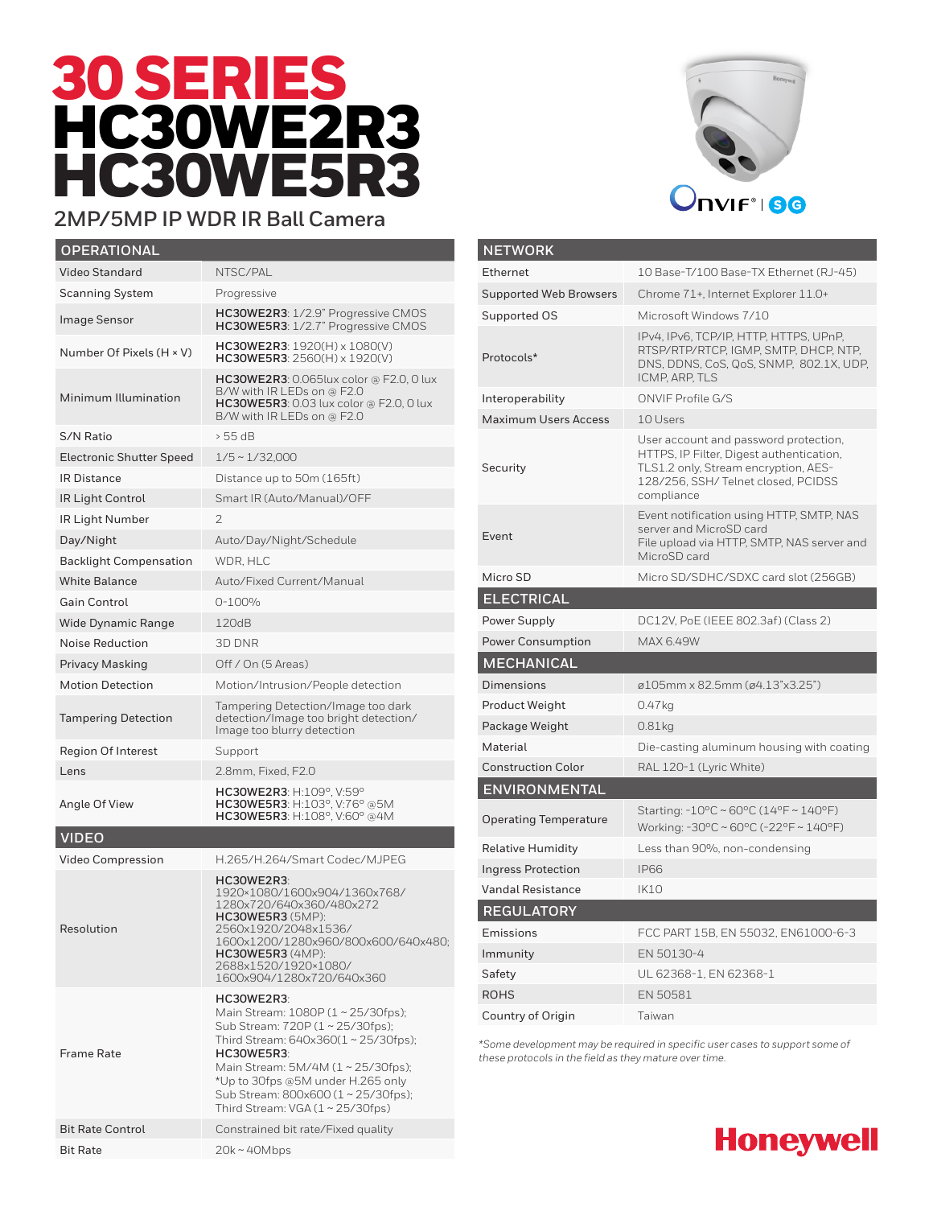# 30 SERIES HC30WE2R3 HC30WE5R3

## 2MP/5MP IP WDR IR Ball Camera

| OPERATIONAL | |
|---|---|
| Video Standard | NTSC/PAL |
| Scanning System | Progressive |
| Image Sensor | **HC30WE2R3**: 1/2.9" Progressive CMOS<br>**HC30WE5R3**: 1/2.7" Progressive CMOS |
| Number Of Pixels (H × V) | **HC30WE2R3**: 1920(H) x 1080(V)<br>**HC30WE5R3**: 2560(H) x 1920(V) |
| Minimum Illumination | **HC30WE2R3**: 0.065lux color @ F2.0, 0 lux B/W with IR LEDs on @ F2.0<br>**HC30WE5R3**: 0.03 lux color @ F2.0, 0 lux B/W with IR LEDs on @ F2.0 |
| S/N Ratio | > 55 dB |
| Electronic Shutter Speed | 1/5 ~ 1/32,000 |
| IR Distance | Distance up to 50m (165ft) |
| IR Light Control | Smart IR (Auto/Manual)/OFF |
| IR Light Number | 2 |
| Day/Night | Auto/Day/Night/Schedule |
| Backlight Compensation | WDR, HLC |
| White Balance | Auto/Fixed Current/Manual |
| Gain Control | 0-100% |
| Wide Dynamic Range | 120dB |
| Noise Reduction | 3D DNR |
| Privacy Masking | Off / On (5 Areas) |
| Motion Detection | Motion/Intrusion/People detection |
| Tampering Detection | Tampering Detection/Image too dark detection/Image too bright detection/ Image too blurry detection |
| Region Of Interest | Support |
| Lens | 2.8mm, Fixed, F2.0 |
| Angle Of View | **HC30WE2R3**: H:109°, V:59°<br>**HC30WE5R3**: H:103°, V:76° @5M<br>**HC30WE5R3**: H:108°, V:60° @4M |

| VIDEO | |
|---|---|
| Video Compression | H.265/H.264/Smart Codec/MJPEG |
| Resolution | **HC30WE2R3**:<br>1920×1080/1600x904/1360x768/ 1280x720/640x360/480x272<br>**HC30WE5R3** (5MP):<br>2560x1920/2048x1536/ 1600x1200/1280x960/800x600/640x480;<br>**HC30WE5R3** (4MP):<br>2688x1520/1920×1080/ 1600x904/1280x720/640x360 |
| Frame Rate | **HC30WE2R3**:<br>Main Stream: 1080P (1 ~ 25/30fps);<br>Sub Stream: 720P (1 ~ 25/30fps);<br>Third Stream: 640x360(1 ~ 25/30fps);<br>**HC30WE5R3**:<br>Main Stream: 5M/4M (1 ~ 25/30fps);<br>*Up to 30fps @5M under H.265 only<br>Sub Stream: 800x600 (1 ~ 25/30fps);<br>Third Stream: VGA (1 ~ 25/30fps) |
| Bit Rate Control | Constrained bit rate/Fixed quality |
| Bit Rate | 20k ~ 40Mbps |

| NETWORK | |
|---|---|
| Ethernet | 10 Base-T/100 Base-TX Ethernet (RJ-45) |
| Supported Web Browsers | Chrome 71+, Internet Explorer 11.0+ |
| Supported OS | Microsoft Windows 7/10 |
| Protocols* | IPv4, IPv6, TCP/IP, HTTP, HTTPS, UPnP, RTSP/RTP/RTCP, IGMP, SMTP, DHCP, NTP, DNS, DDNS, CoS, QoS, SNMP, 802.1X, UDP, ICMP, ARP, TLS |
| Interoperability | ONVIF Profile G/S |
| Maximum Users Access | 10 Users |
| Security | User account and password protection, HTTPS, IP Filter, Digest authentication, TLS1.2 only, Stream encryption, AES-128/256, SSH/ Telnet closed, PCIDSS compliance |
| Event | Event notification using HTTP, SMTP, NAS server and MicroSD card<br>File upload via HTTP, SMTP, NAS server and MicroSD card |
| Micro SD | Micro SD/SDHC/SDXC card slot (256GB) |

| ELECTRICAL | |
|---|---|
| Power Supply | DC12V, PoE (IEEE 802.3af) (Class 2) |
| Power Consumption | MAX 6.49W |

| MECHANICAL | |
|---|---|
| Dimensions | ø105mm x 82.5mm (ø4.13"x3.25") |
| Product Weight | 0.47kg |
| Package Weight | 0.81kg |
| Material | Die-casting aluminum housing with coating |
| Construction Color | RAL 120-1 (Lyric White) |

| ENVIRONMENTAL | |
|---|---|
| Operating Temperature | Starting: -10°C ~ 60°C (14°F ~ 140°F)<br>Working: -30°C ~ 60°C (-22°F ~ 140°F) |
| Relative Humidity | Less than 90%, non-condensing |
| Ingress Protection | IP66 |
| Vandal Resistance | IK10 |

| REGULATORY | |
|---|---|
| Emissions | FCC PART 15B, EN 55032, EN61000-6-3 |
| Immunity | EN 50130-4 |
| Safety | UL 62368-1, EN 62368-1 |
| ROHS | EN 50581 |
| Country of Origin | Taiwan |

*Some development may be required in specific user cases to support some of these protocols in the field as they mature over time.*

Honeywell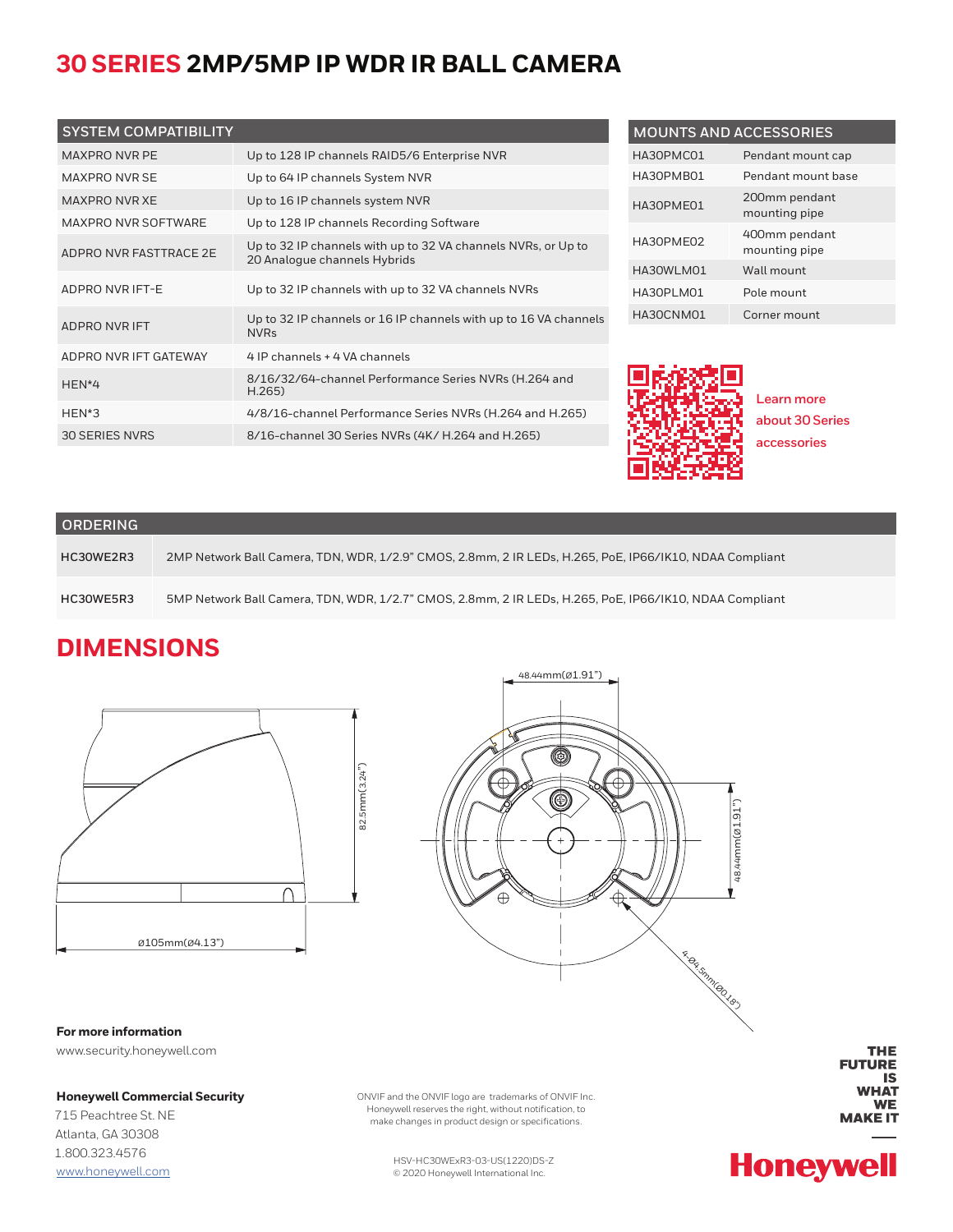# 30 SERIES 2MP/5MP IP WDR IR BALL CAMERA

| SYSTEM COMPATIBILITY | |
|---|---|
| MAXPRO NVR PE | Up to 128 IP channels RAID5/6 Enterprise NVR |
| MAXPRO NVR SE | Up to 64 IP channels System NVR |
| MAXPRO NVR XE | Up to 16 IP channels system NVR |
| MAXPRO NVR SOFTWARE | Up to 128 IP channels Recording Software |
| ADPRO NVR FASTTRACE 2E | Up to 32 IP channels with up to 32 VA channels NVRs, or Up to 20 Analogue channels Hybrids |
| ADPRO NVR IFT-E | Up to 32 IP channels with up to 32 VA channels NVRs |
| ADPRO NVR IFT | Up to 32 IP channels or 16 IP channels with up to 16 VA channels NVRs |
| ADPRO NVR IFT GATEWAY | 4 IP channels + 4 VA channels |
| HEN*4 | 8/16/32/64-channel Performance Series NVRs (H.264 and H.265) |
| HEN*3 | 4/8/16-channel Performance Series NVRs (H.264 and H.265) |
| 30 SERIES NVRS | 8/16-channel 30 Series NVRs (4K/ H.264 and H.265) |

| MOUNTS AND ACCESSORIES | |
|---|---|
| HA30PMC01 | Pendant mount cap |
| HA30PMB01 | Pendant mount base |
| HA30PME01 | 200mm pendant mounting pipe |
| HA30PME02 | 400mm pendant mounting pipe |
| HA30WLM01 | Wall mount |
| HA30PLM01 | Pole mount |
| HA30CNM01 | Corner mount |

Learn more about 30 Series accessories

| ORDERING | |
|---|---|
| HC30WE2R3 | 2MP Network Ball Camera, TDN, WDR, 1/2.9" CMOS, 2.8mm, 2 IR LEDs, H.265, PoE, IP66/IK10, NDAA Compliant |
| HC30WE5R3 | 5MP Network Ball Camera, TDN, WDR, 1/2.7" CMOS, 2.8mm, 2 IR LEDs, H.265, PoE, IP66/IK10, NDAA Compliant |

## DIMENSIONS

82.5mm(3.24")

ø105mm(ø4.13")

48.44mm(ø1.91")

48.44mm(ø1.91")

4-ø4.5mm(ø0.18")

**For more information**

www.security.honeywell.com

**Honeywell Commercial Security**

715 Peachtree St. NE
Atlanta, GA 30308
1.800.323.4576
www.honeywell.com

ONVIF and the ONVIF logo are trademarks of ONVIF Inc. Honeywell reserves the right, without notification, to make changes in product design or specifications.

HSV-HC30WExR3-03-US(1220)DS-Z
© 2020 Honeywell International Inc.

THE FUTURE IS WHAT WE MAKE IT

Honeywell